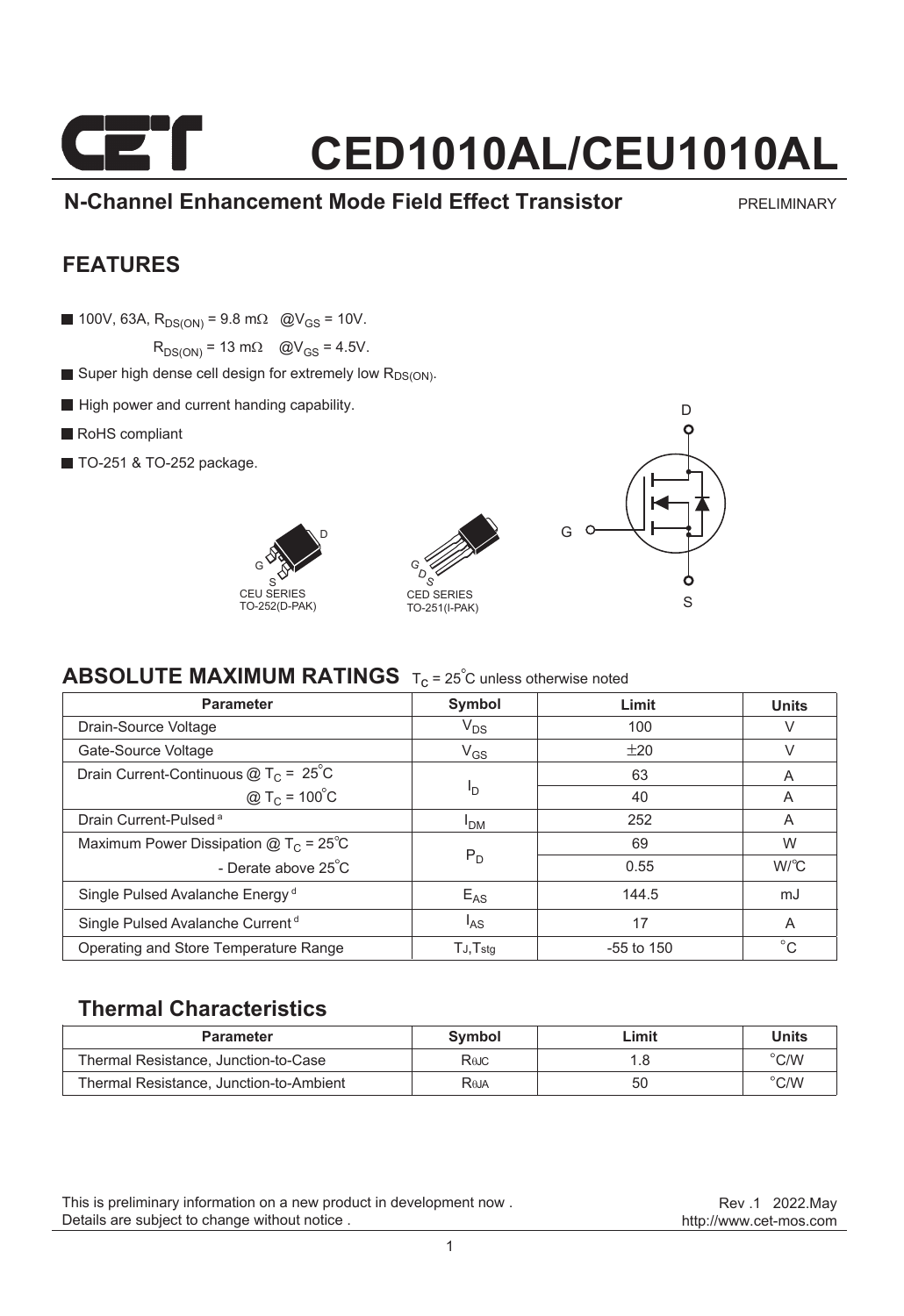# CED1010AL/CEU1010AL

**N-Channel Enhancement Mode Field Effect Transistor** PRELIMINARY

## FEATURES

- 100V, 63A, $R_{DS(ON)}$ = 9.8 mΩ @$V_{GS}$ = 10V.
  $R_{DS(ON)}$ = 13 mΩ @$V_{GS}$ = 4.5V.
- Super high dense cell design for extremely low $R_{DS(ON)}$.
- High power and current handing capability.
- RoHS compliant
- TO-251 & TO-252 package.

CEU SERIES TO-252(D-PAK)

CED SERIES TO-251(I-PAK)

## ABSOLUTE MAXIMUM RATINGS $T_C$ = 25°C unless otherwise noted

| Parameter | Symbol | Limit | Units |
|---|---|---|---|
| Drain-Source Voltage | $V_{DS}$ | 100 | V |
| Gate-Source Voltage | $V_{GS}$ | ±20 | V |
| Drain Current-Continuous @ $T_C$ = 25°C | $I_D$ | 63 | A |
| @ $T_C$ = 100°C | | 40 | A |
| Drain Current-Pulsed [a] | $I_{DM}$ | 252 | A |
| Maximum Power Dissipation @ $T_C$ = 25°C | $P_D$ | 69 | W |
| - Derate above 25°C | | 0.55 | W/°C |
| Single Pulsed Avalanche Energy [d] | $E_{AS}$ | 144.5 | mJ |
| Single Pulsed Avalanche Current [d] | $I_{AS}$ | 17 | A |
| Operating and Store Temperature Range | $T_J$,$T_{stg}$ | -55 to 150 | °C |

### Thermal Characteristics

| Parameter | Symbol | Limit | Units |
|---|---|---|---|
| Thermal Resistance, Junction-to-Case | $R_{\theta JC}$ | 1.8 | °C/W |
| Thermal Resistance, Junction-to-Ambient | $R_{\theta JA}$ | 50 | °C/W |

This is preliminary information on a new product in development now .
Details are subject to change without notice .

Rev .1 2022.May
http://www.cet-mos.com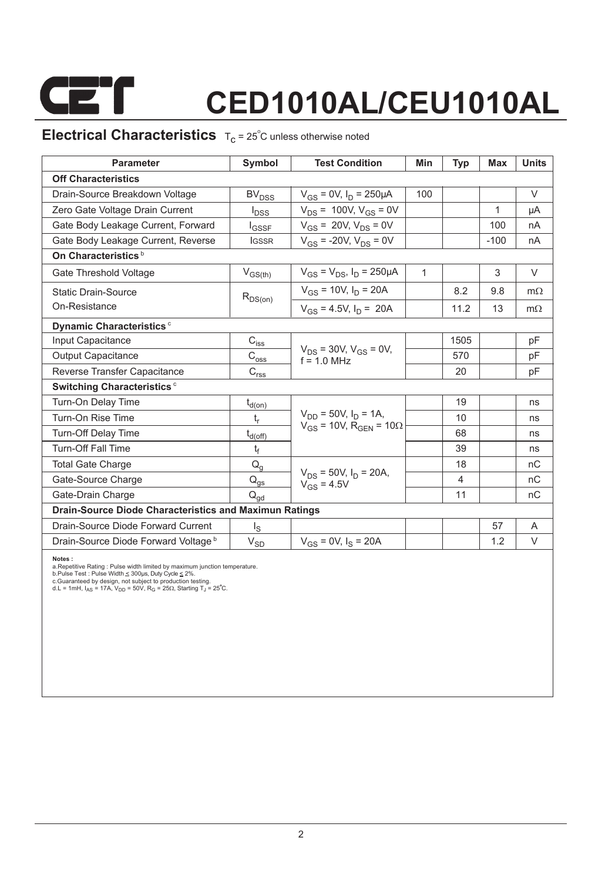# CED1010AL/CEU1010AL

## Electrical Characteristics $T_C = 25^{\circ}C$ unless otherwise noted

| Parameter | Symbol | Test Condition | Min | Typ | Max | Units |
|---|---|---|---|---|---|---|
| **Off Characteristics** | | | | | | |
| Drain-Source Breakdown Voltage | $BV_{DSS}$ | $V_{GS}$ = 0V, $I_D$ = 250µA | 100 | | | V |
| Zero Gate Voltage Drain Current | $I_{DSS}$ | $V_{DS}$ = 100V, $V_{GS}$ = 0V | | | 1 | µA |
| Gate Body Leakage Current, Forward | $I_{GSSF}$ | $V_{GS}$ = 20V, $V_{DS}$ = 0V | | | 100 | nA |
| Gate Body Leakage Current, Reverse | $I_{GSSR}$ | $V_{GS}$ = -20V, $V_{DS}$ = 0V | | | -100 | nA |
| **On Characteristics** [b] | | | | | | |
| Gate Threshold Voltage | $V_{GS(th)}$ | $V_{GS}$ = $V_{DS}$, $I_D$ = 250µA | 1 | | 3 | V |
| Static Drain-Source On-Resistance | $R_{DS(on)}$ | $V_{GS}$ = 10V, $I_D$ = 20A | | 8.2 | 9.8 | mΩ |
| | | $V_{GS}$ = 4.5V, $I_D$ = 20A | | 11.2 | 13 | mΩ |
| **Dynamic Characteristics** [c] | | | | | | |
| Input Capacitance | $C_{iss}$ | $V_{DS}$ = 30V, $V_{GS}$ = 0V, f = 1.0 MHz | | 1505 | | pF |
| Output Capacitance | $C_{oss}$ | | | 570 | | pF |
| Reverse Transfer Capacitance | $C_{rss}$ | | | 20 | | pF |
| **Switching Characteristics** [c] | | | | | | |
| Turn-On Delay Time | $t_{d(on)}$ | $V_{DD}$ = 50V, $I_D$ = 1A, $V_{GS}$ = 10V, $R_{GEN}$ = 10Ω | | 19 | | ns |
| Turn-On Rise Time | $t_r$ | | | 10 | | ns |
| Turn-Off Delay Time | $t_{d(off)}$ | | | 68 | | ns |
| Turn-Off Fall Time | $t_f$ | | | 39 | | ns |
| Total Gate Charge | $Q_g$ | $V_{DS}$ = 50V, $I_D$ = 20A, $V_{GS}$ = 4.5V | | 18 | | nC |
| Gate-Source Charge | $Q_{gs}$ | | | 4 | | nC |
| Gate-Drain Charge | $Q_{gd}$ | | | 11 | | nC |
| **Drain-Source Diode Characteristics and Maximun Ratings** | | | | | | |
| Drain-Source Diode Forward Current | $I_S$ | | | | 57 | A |
| Drain-Source Diode Forward Voltage [b] | $V_{SD}$ | $V_{GS}$ = 0V, $I_S$ = 20A | | | 1.2 | V |

**Notes :**
a.Repetitive Rating : Pulse width limited by maximum junction temperature.
b.Pulse Test : Pulse Width ≤ 300µs, Duty Cycle ≤ 2%.
c.Guaranteed by design, not subject to production testing.
d.L = 1mH, $I_{AS}$ = 17A, $V_{DD}$ = 50V, $R_G$ = 25Ω, Starting $T_J$ = 25°C.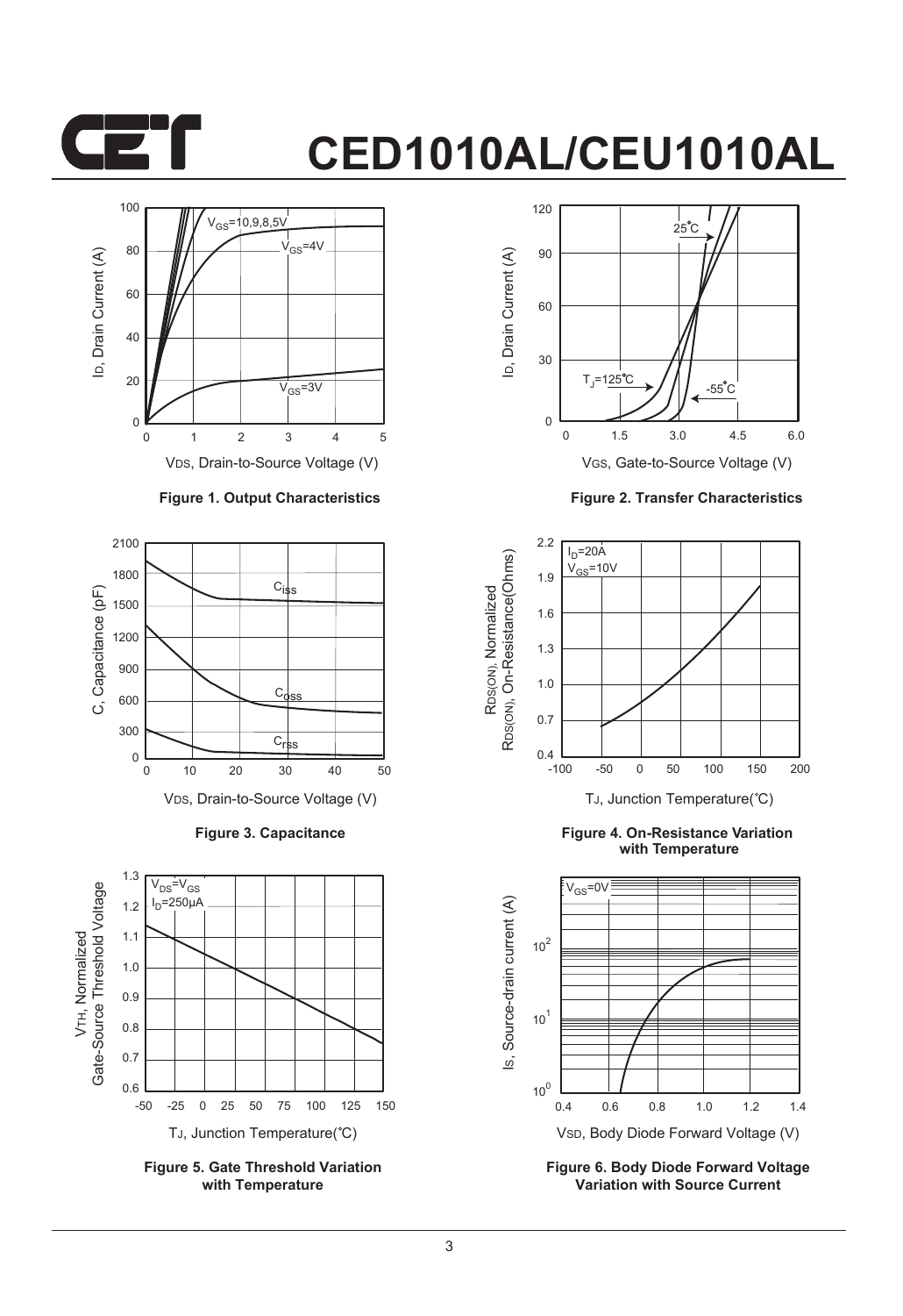# CED1010AL/CEU1010AL

Figure 1. Output Characteristics

Figure 2. Transfer Characteristics

Figure 3. Capacitance

Figure 4. On-Resistance Variation with Temperature

Figure 5. Gate Threshold Variation with Temperature

Figure 6. Body Diode Forward Voltage Variation with Source Current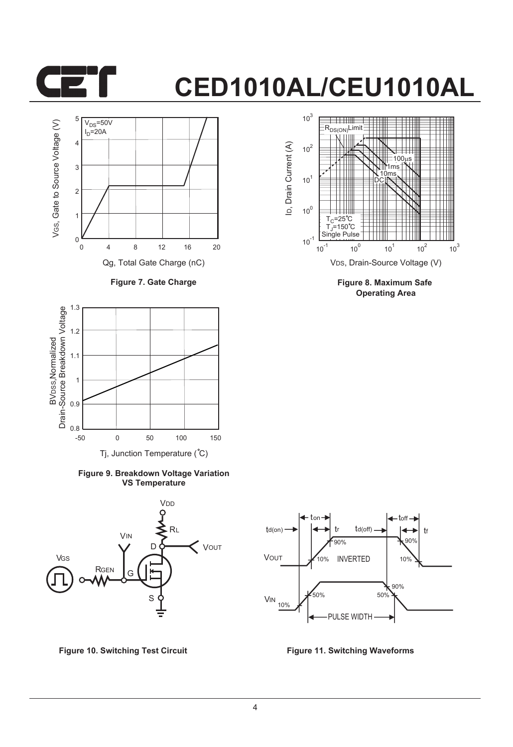# CED1010AL/CEU1010AL

Figure 7. Gate Charge

Figure 8. Maximum Safe Operating Area

Figure 9. Breakdown Voltage Variation VS Temperature

Figure 10. Switching Test Circuit

Figure 11. Switching Waveforms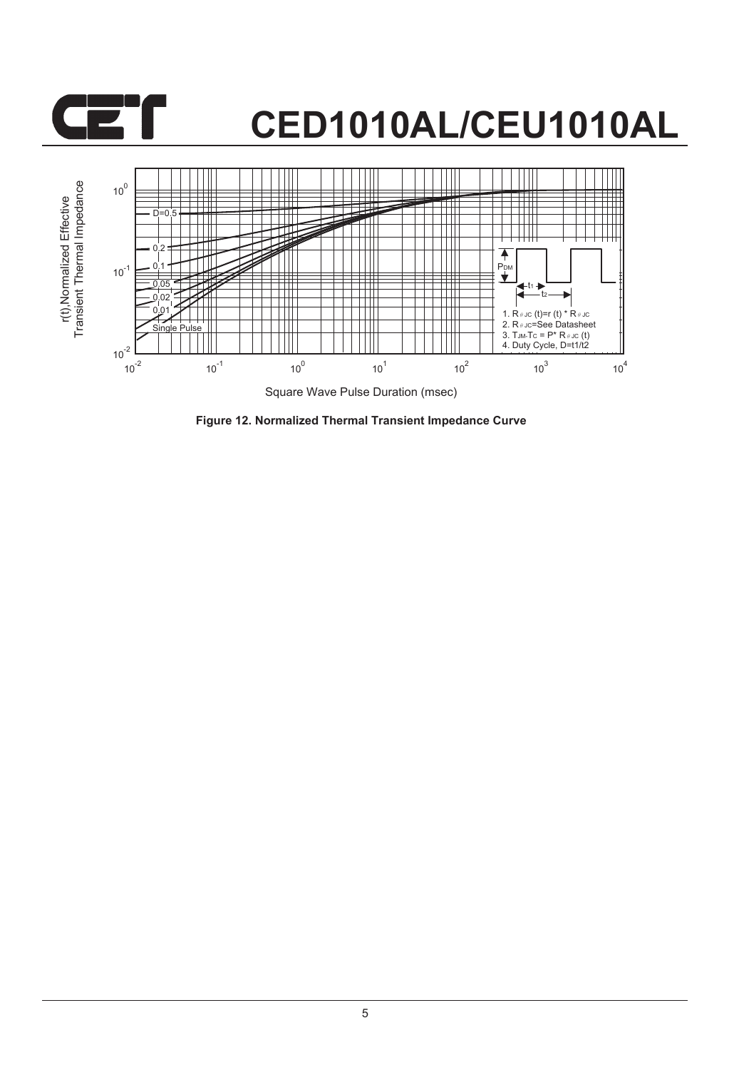# CED1010AL/CEU1010AL

r(t),Normalized Effective Transient Thermal Impedance

$10^{0}$

$10^{-1}$

$10^{-2}$

D=0.5

0.2

0.1

0.05

0.02

0.01

Single Pulse

$P_{DM}$

$t_1$

$t_2$

1. $R_{\theta JC}$ (t)=r (t) * $R_{\theta JC}$
2. $R_{\theta JC}$=See Datasheet
3. $T_{JM}$-$T_C$ = P* $R_{\theta JC}$ (t)
4. Duty Cycle, D=t1/t2

$10^{-2}$ $10^{-1}$ $10^{0}$ $10^{1}$ $10^{2}$ $10^{3}$ $10^{4}$

Square Wave Pulse Duration (msec)

**Figure 12. Normalized Thermal Transient Impedance Curve**